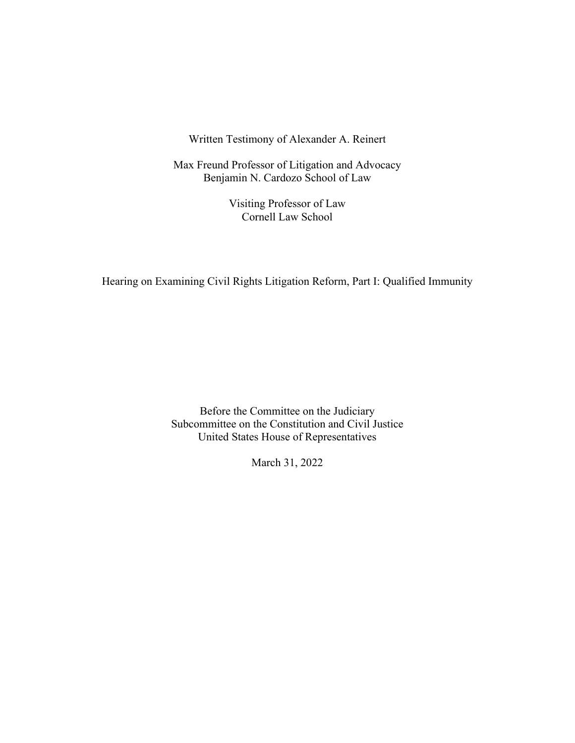# Written Testimony of Alexander A. Reinert

Max Freund Professor of Litigation and Advocacy
Benjamin N. Cardozo School of Law

Visiting Professor of Law
Cornell Law School

## Hearing on Examining Civil Rights Litigation Reform, Part I: Qualified Immunity

Before the Committee on the Judiciary
Subcommittee on the Constitution and Civil Justice
United States House of Representatives

March 31, 2022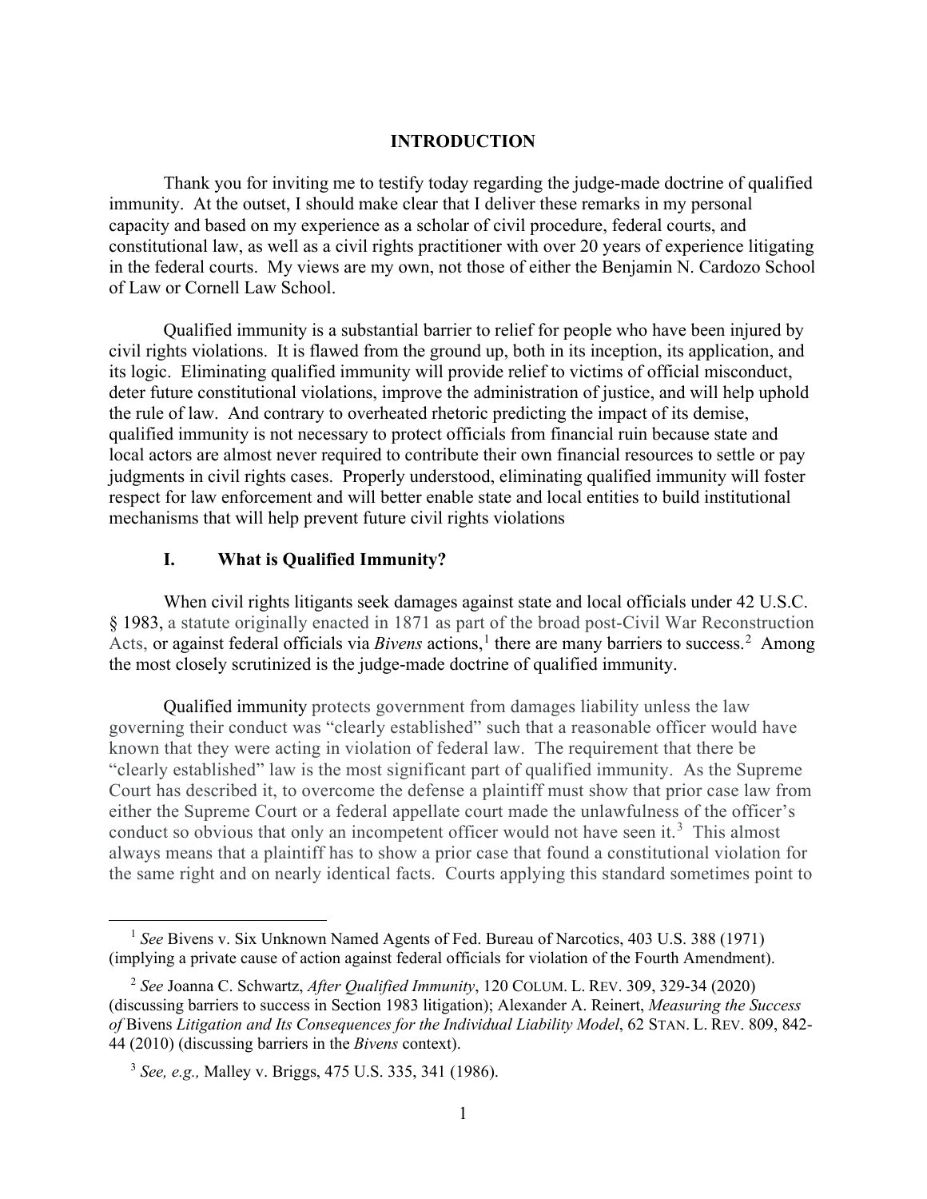## INTRODUCTION

Thank you for inviting me to testify today regarding the judge-made doctrine of qualified immunity. At the outset, I should make clear that I deliver these remarks in my personal capacity and based on my experience as a scholar of civil procedure, federal courts, and constitutional law, as well as a civil rights practitioner with over 20 years of experience litigating in the federal courts. My views are my own, not those of either the Benjamin N. Cardozo School of Law or Cornell Law School.

Qualified immunity is a substantial barrier to relief for people who have been injured by civil rights violations. It is flawed from the ground up, both in its inception, its application, and its logic. Eliminating qualified immunity will provide relief to victims of official misconduct, deter future constitutional violations, improve the administration of justice, and will help uphold the rule of law. And contrary to overheated rhetoric predicting the impact of its demise, qualified immunity is not necessary to protect officials from financial ruin because state and local actors are almost never required to contribute their own financial resources to settle or pay judgments in civil rights cases. Properly understood, eliminating qualified immunity will foster respect for law enforcement and will better enable state and local entities to build institutional mechanisms that will help prevent future civil rights violations

### I. What is Qualified Immunity?

When civil rights litigants seek damages against state and local officials under 42 U.S.C. § 1983, a statute originally enacted in 1871 as part of the broad post-Civil War Reconstruction Acts, or against federal officials via *Bivens* actions,[1] there are many barriers to success.[2] Among the most closely scrutinized is the judge-made doctrine of qualified immunity.

Qualified immunity protects government from damages liability unless the law governing their conduct was "clearly established" such that a reasonable officer would have known that they were acting in violation of federal law. The requirement that there be "clearly established" law is the most significant part of qualified immunity. As the Supreme Court has described it, to overcome the defense a plaintiff must show that prior case law from either the Supreme Court or a federal appellate court made the unlawfulness of the officer's conduct so obvious that only an incompetent officer would not have seen it.[3] This almost always means that a plaintiff has to show a prior case that found a constitutional violation for the same right and on nearly identical facts. Courts applying this standard sometimes point to

---

[1] *See* Bivens v. Six Unknown Named Agents of Fed. Bureau of Narcotics, 403 U.S. 388 (1971) (implying a private cause of action against federal officials for violation of the Fourth Amendment).

[2] *See* Joanna C. Schwartz, *After Qualified Immunity*, 120 COLUM. L. REV. 309, 329-34 (2020) (discussing barriers to success in Section 1983 litigation); Alexander A. Reinert, *Measuring the Success of* Bivens *Litigation and Its Consequences for the Individual Liability Model*, 62 STAN. L. REV. 809, 842-44 (2010) (discussing barriers in the *Bivens* context).

[3] *See, e.g.,* Malley v. Briggs, 475 U.S. 335, 341 (1986).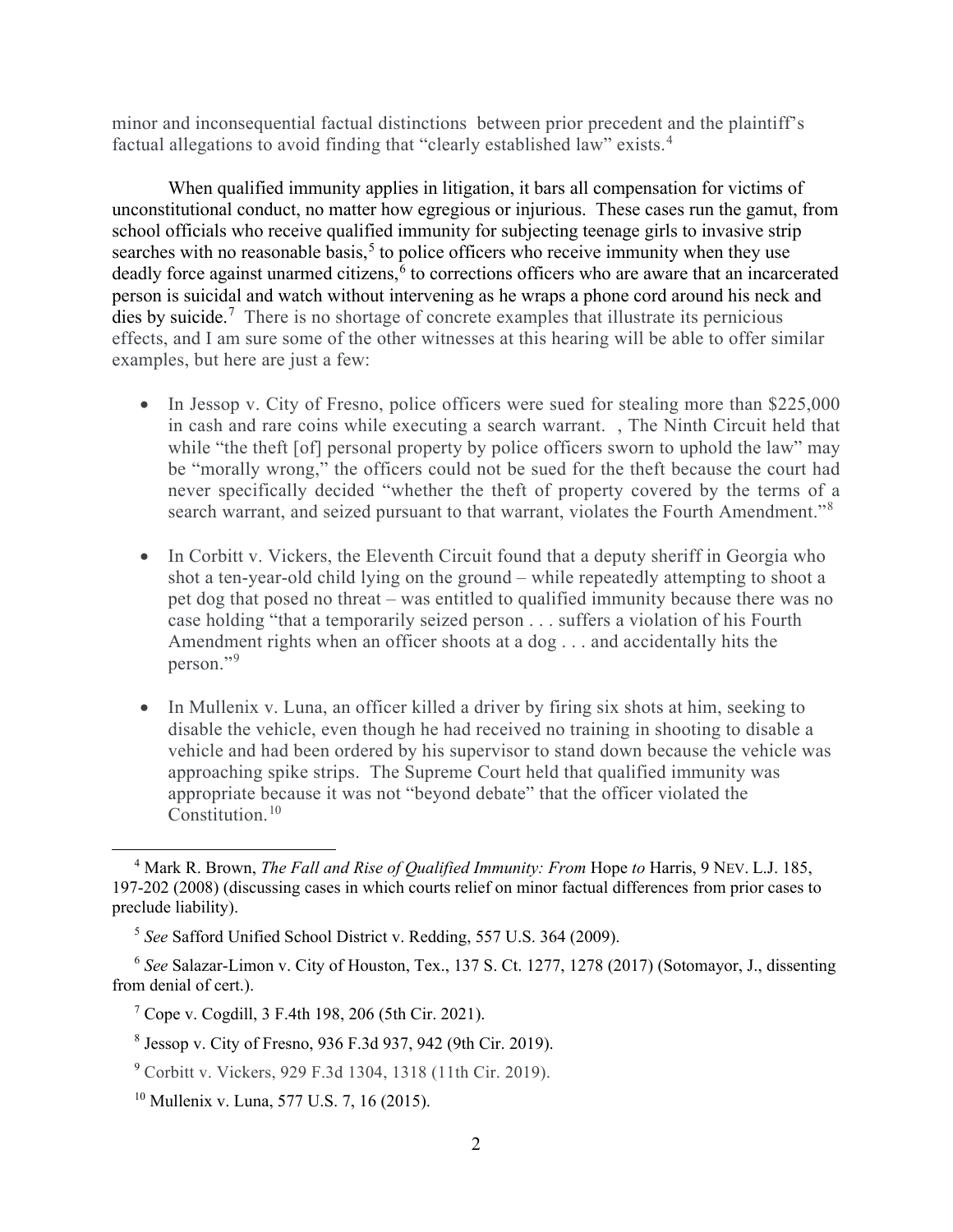minor and inconsequential factual distinctions  between prior precedent and the plaintiff's factual allegations to avoid finding that "clearly established law" exists.[4]

When qualified immunity applies in litigation, it bars all compensation for victims of unconstitutional conduct, no matter how egregious or injurious. These cases run the gamut, from school officials who receive qualified immunity for subjecting teenage girls to invasive strip searches with no reasonable basis,[5] to police officers who receive immunity when they use deadly force against unarmed citizens,[6] to corrections officers who are aware that an incarcerated person is suicidal and watch without intervening as he wraps a phone cord around his neck and dies by suicide.[7] There is no shortage of concrete examples that illustrate its pernicious effects, and I am sure some of the other witnesses at this hearing will be able to offer similar examples, but here are just a few:

- In Jessop v. City of Fresno, police officers were sued for stealing more than $225,000 in cash and rare coins while executing a search warrant.  , The Ninth Circuit held that while "the theft [of] personal property by police officers sworn to uphold the law" may be "morally wrong," the officers could not be sued for the theft because the court had never specifically decided "whether the theft of property covered by the terms of a search warrant, and seized pursuant to that warrant, violates the Fourth Amendment."[8]

- In Corbitt v. Vickers, the Eleventh Circuit found that a deputy sheriff in Georgia who shot a ten-year-old child lying on the ground – while repeatedly attempting to shoot a pet dog that posed no threat – was entitled to qualified immunity because there was no case holding "that a temporarily seized person . . . suffers a violation of his Fourth Amendment rights when an officer shoots at a dog . . . and accidentally hits the person."[9]

- In Mullenix v. Luna, an officer killed a driver by firing six shots at him, seeking to disable the vehicle, even though he had received no training in shooting to disable a vehicle and had been ordered by his supervisor to stand down because the vehicle was approaching spike strips. The Supreme Court held that qualified immunity was appropriate because it was not "beyond debate" that the officer violated the Constitution.[10]

---

[4] Mark R. Brown, *The Fall and Rise of Qualified Immunity: From* Hope *to* Harris, 9 NEV. L.J. 185, 197-202 (2008) (discussing cases in which courts relief on minor factual differences from prior cases to preclude liability).

[5] *See* Safford Unified School District v. Redding, 557 U.S. 364 (2009).

[6] *See* Salazar-Limon v. City of Houston, Tex., 137 S. Ct. 1277, 1278 (2017) (Sotomayor, J., dissenting from denial of cert.).

[7] Cope v. Cogdill, 3 F.4th 198, 206 (5th Cir. 2021).

[8] Jessop v. City of Fresno, 936 F.3d 937, 942 (9th Cir. 2019).

[9] Corbitt v. Vickers, 929 F.3d 1304, 1318 (11th Cir. 2019).

[10] Mullenix v. Luna, 577 U.S. 7, 16 (2015).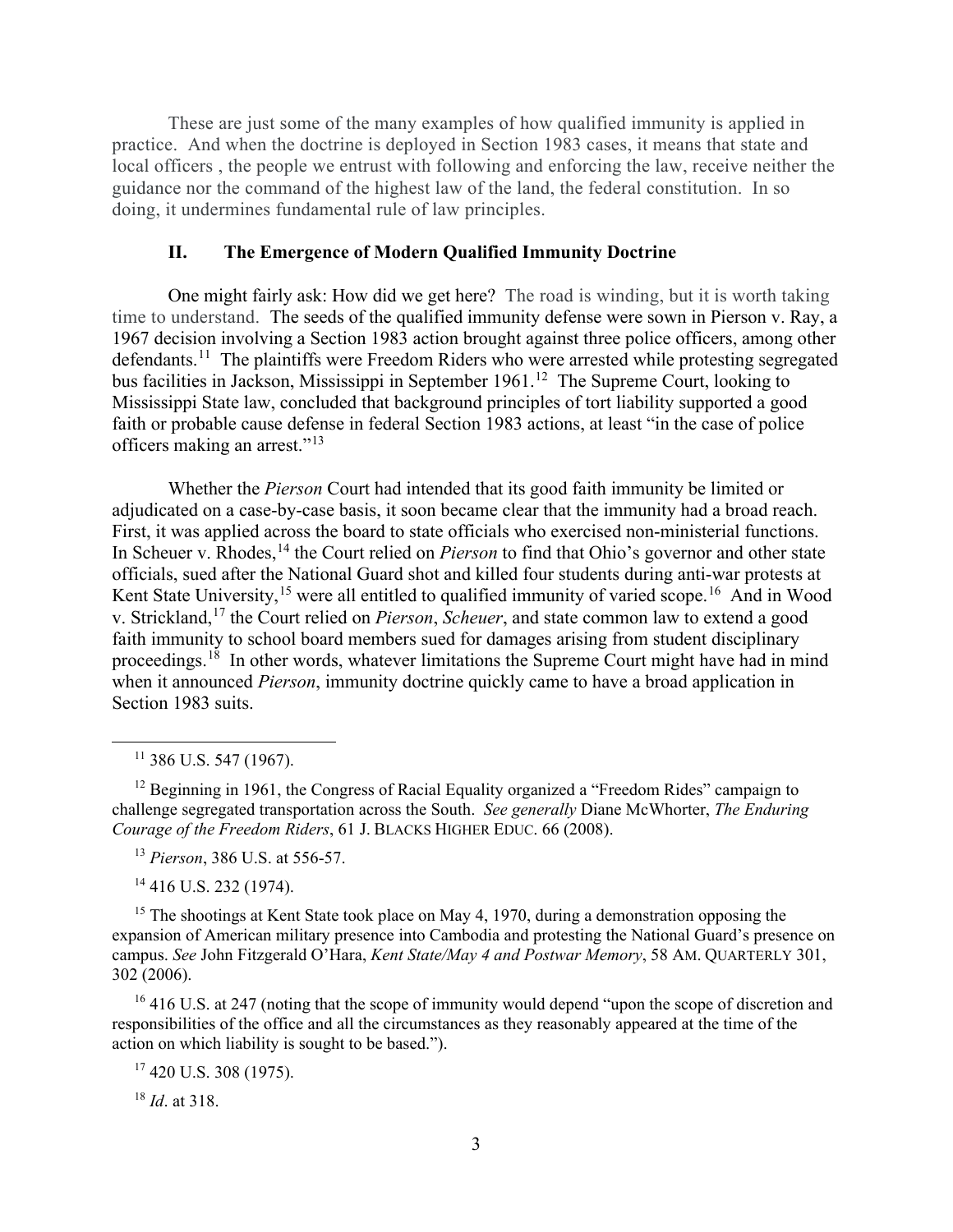These are just some of the many examples of how qualified immunity is applied in practice. And when the doctrine is deployed in Section 1983 cases, it means that state and local officers , the people we entrust with following and enforcing the law, receive neither the guidance nor the command of the highest law of the land, the federal constitution. In so doing, it undermines fundamental rule of law principles.

## II. The Emergence of Modern Qualified Immunity Doctrine

One might fairly ask: How did we get here? The road is winding, but it is worth taking time to understand. The seeds of the qualified immunity defense were sown in Pierson v. Ray, a 1967 decision involving a Section 1983 action brought against three police officers, among other defendants.[11] The plaintiffs were Freedom Riders who were arrested while protesting segregated bus facilities in Jackson, Mississippi in September 1961.[12] The Supreme Court, looking to Mississippi State law, concluded that background principles of tort liability supported a good faith or probable cause defense in federal Section 1983 actions, at least "in the case of police officers making an arrest."[13]

Whether the *Pierson* Court had intended that its good faith immunity be limited or adjudicated on a case-by-case basis, it soon became clear that the immunity had a broad reach. First, it was applied across the board to state officials who exercised non-ministerial functions. In Scheuer v. Rhodes,[14] the Court relied on *Pierson* to find that Ohio's governor and other state officials, sued after the National Guard shot and killed four students during anti-war protests at Kent State University,[15] were all entitled to qualified immunity of varied scope.[16] And in Wood v. Strickland,[17] the Court relied on *Pierson*, *Scheuer*, and state common law to extend a good faith immunity to school board members sued for damages arising from student disciplinary proceedings.[18] In other words, whatever limitations the Supreme Court might have had in mind when it announced *Pierson*, immunity doctrine quickly came to have a broad application in Section 1983 suits.

---

[11] 386 U.S. 547 (1967).

[12] Beginning in 1961, the Congress of Racial Equality organized a "Freedom Rides" campaign to challenge segregated transportation across the South. *See generally* Diane McWhorter, *The Enduring Courage of the Freedom Riders*, 61 J. BLACKS HIGHER EDUC. 66 (2008).

[13] *Pierson*, 386 U.S. at 556-57.

[14] 416 U.S. 232 (1974).

[15] The shootings at Kent State took place on May 4, 1970, during a demonstration opposing the expansion of American military presence into Cambodia and protesting the National Guard's presence on campus. *See* John Fitzgerald O'Hara, *Kent State/May 4 and Postwar Memory*, 58 AM. QUARTERLY 301, 302 (2006).

[16] 416 U.S. at 247 (noting that the scope of immunity would depend "upon the scope of discretion and responsibilities of the office and all the circumstances as they reasonably appeared at the time of the action on which liability is sought to be based.").

[17] 420 U.S. 308 (1975).

[18] *Id*. at 318.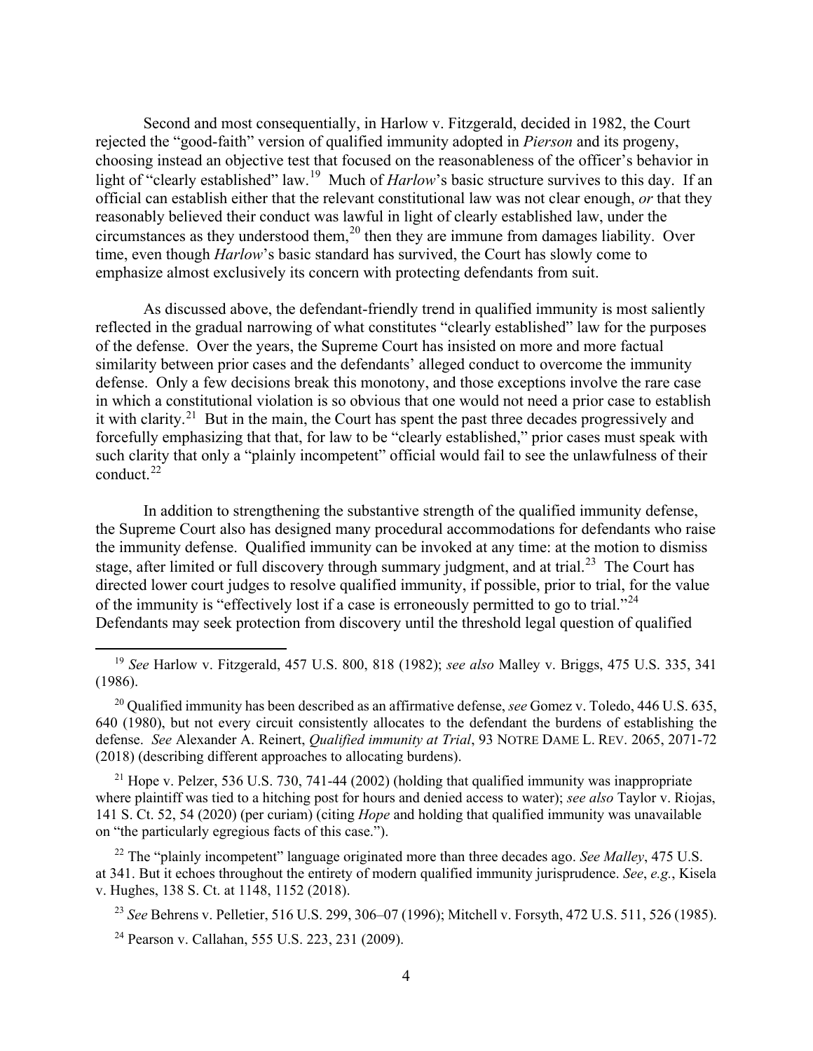Second and most consequentially, in Harlow v. Fitzgerald, decided in 1982, the Court rejected the "good-faith" version of qualified immunity adopted in *Pierson* and its progeny, choosing instead an objective test that focused on the reasonableness of the officer's behavior in light of "clearly established" law.[19] Much of *Harlow*'s basic structure survives to this day. If an official can establish either that the relevant constitutional law was not clear enough, *or* that they reasonably believed their conduct was lawful in light of clearly established law, under the circumstances as they understood them,[20] then they are immune from damages liability. Over time, even though *Harlow*'s basic standard has survived, the Court has slowly come to emphasize almost exclusively its concern with protecting defendants from suit.

As discussed above, the defendant-friendly trend in qualified immunity is most saliently reflected in the gradual narrowing of what constitutes "clearly established" law for the purposes of the defense. Over the years, the Supreme Court has insisted on more and more factual similarity between prior cases and the defendants' alleged conduct to overcome the immunity defense. Only a few decisions break this monotony, and those exceptions involve the rare case in which a constitutional violation is so obvious that one would not need a prior case to establish it with clarity.[21] But in the main, the Court has spent the past three decades progressively and forcefully emphasizing that that, for law to be "clearly established," prior cases must speak with such clarity that only a "plainly incompetent" official would fail to see the unlawfulness of their conduct.[22]

In addition to strengthening the substantive strength of the qualified immunity defense, the Supreme Court also has designed many procedural accommodations for defendants who raise the immunity defense. Qualified immunity can be invoked at any time: at the motion to dismiss stage, after limited or full discovery through summary judgment, and at trial.[23] The Court has directed lower court judges to resolve qualified immunity, if possible, prior to trial, for the value of the immunity is "effectively lost if a case is erroneously permitted to go to trial."[24] Defendants may seek protection from discovery until the threshold legal question of qualified

---

[19] *See* Harlow v. Fitzgerald, 457 U.S. 800, 818 (1982); *see also* Malley v. Briggs, 475 U.S. 335, 341 (1986).

[20] Qualified immunity has been described as an affirmative defense, *see* Gomez v. Toledo, 446 U.S. 635, 640 (1980), but not every circuit consistently allocates to the defendant the burdens of establishing the defense. *See* Alexander A. Reinert, *Qualified immunity at Trial*, 93 NOTRE DAME L. REV. 2065, 2071-72 (2018) (describing different approaches to allocating burdens).

[21] Hope v. Pelzer, 536 U.S. 730, 741-44 (2002) (holding that qualified immunity was inappropriate where plaintiff was tied to a hitching post for hours and denied access to water); *see also* Taylor v. Riojas, 141 S. Ct. 52, 54 (2020) (per curiam) (citing *Hope* and holding that qualified immunity was unavailable on "the particularly egregious facts of this case.").

[22] The "plainly incompetent" language originated more than three decades ago. *See Malley*, 475 U.S. at 341. But it echoes throughout the entirety of modern qualified immunity jurisprudence. *See*, *e.g.*, Kisela v. Hughes, 138 S. Ct. at 1148, 1152 (2018).

[23] *See* Behrens v. Pelletier, 516 U.S. 299, 306–07 (1996); Mitchell v. Forsyth, 472 U.S. 511, 526 (1985).

[24] Pearson v. Callahan, 555 U.S. 223, 231 (2009).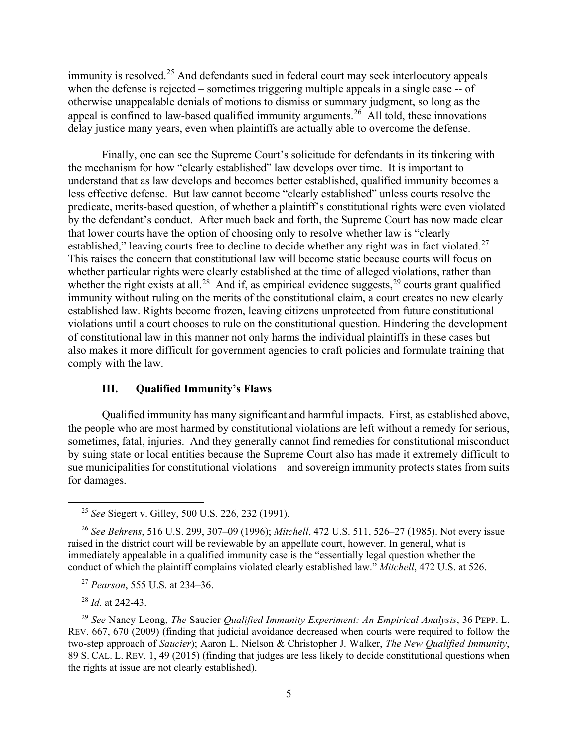immunity is resolved.[25] And defendants sued in federal court may seek interlocutory appeals when the defense is rejected – sometimes triggering multiple appeals in a single case -- of otherwise unappealable denials of motions to dismiss or summary judgment, so long as the appeal is confined to law-based qualified immunity arguments.[26] All told, these innovations delay justice many years, even when plaintiffs are actually able to overcome the defense.

Finally, one can see the Supreme Court's solicitude for defendants in its tinkering with the mechanism for how "clearly established" law develops over time. It is important to understand that as law develops and becomes better established, qualified immunity becomes a less effective defense. But law cannot become "clearly established" unless courts resolve the predicate, merits-based question, of whether a plaintiff's constitutional rights were even violated by the defendant's conduct. After much back and forth, the Supreme Court has now made clear that lower courts have the option of choosing only to resolve whether law is "clearly established," leaving courts free to decline to decide whether any right was in fact violated.[27] This raises the concern that constitutional law will become static because courts will focus on whether particular rights were clearly established at the time of alleged violations, rather than whether the right exists at all.[28] And if, as empirical evidence suggests,[29] courts grant qualified immunity without ruling on the merits of the constitutional claim, a court creates no new clearly established law. Rights become frozen, leaving citizens unprotected from future constitutional violations until a court chooses to rule on the constitutional question. Hindering the development of constitutional law in this manner not only harms the individual plaintiffs in these cases but also makes it more difficult for government agencies to craft policies and formulate training that comply with the law.

### III. Qualified Immunity's Flaws

Qualified immunity has many significant and harmful impacts. First, as established above, the people who are most harmed by constitutional violations are left without a remedy for serious, sometimes, fatal, injuries. And they generally cannot find remedies for constitutional misconduct by suing state or local entities because the Supreme Court also has made it extremely difficult to sue municipalities for constitutional violations – and sovereign immunity protects states from suits for damages.

---

[25] *See* Siegert v. Gilley, 500 U.S. 226, 232 (1991).

[26] *See Behrens*, 516 U.S. 299, 307–09 (1996); *Mitchell*, 472 U.S. 511, 526–27 (1985). Not every issue raised in the district court will be reviewable by an appellate court, however. In general, what is immediately appealable in a qualified immunity case is the "essentially legal question whether the conduct of which the plaintiff complains violated clearly established law." *Mitchell*, 472 U.S. at 526.

[27] *Pearson*, 555 U.S. at 234–36.

[28] *Id.* at 242-43.

[29] *See* Nancy Leong, *The* Saucier *Qualified Immunity Experiment: An Empirical Analysis*, 36 PEPP. L. REV. 667, 670 (2009) (finding that judicial avoidance decreased when courts were required to follow the two-step approach of *Saucier*); Aaron L. Nielson & Christopher J. Walker, *The New Qualified Immunity*, 89 S. CAL. L. REV. 1, 49 (2015) (finding that judges are less likely to decide constitutional questions when the rights at issue are not clearly established).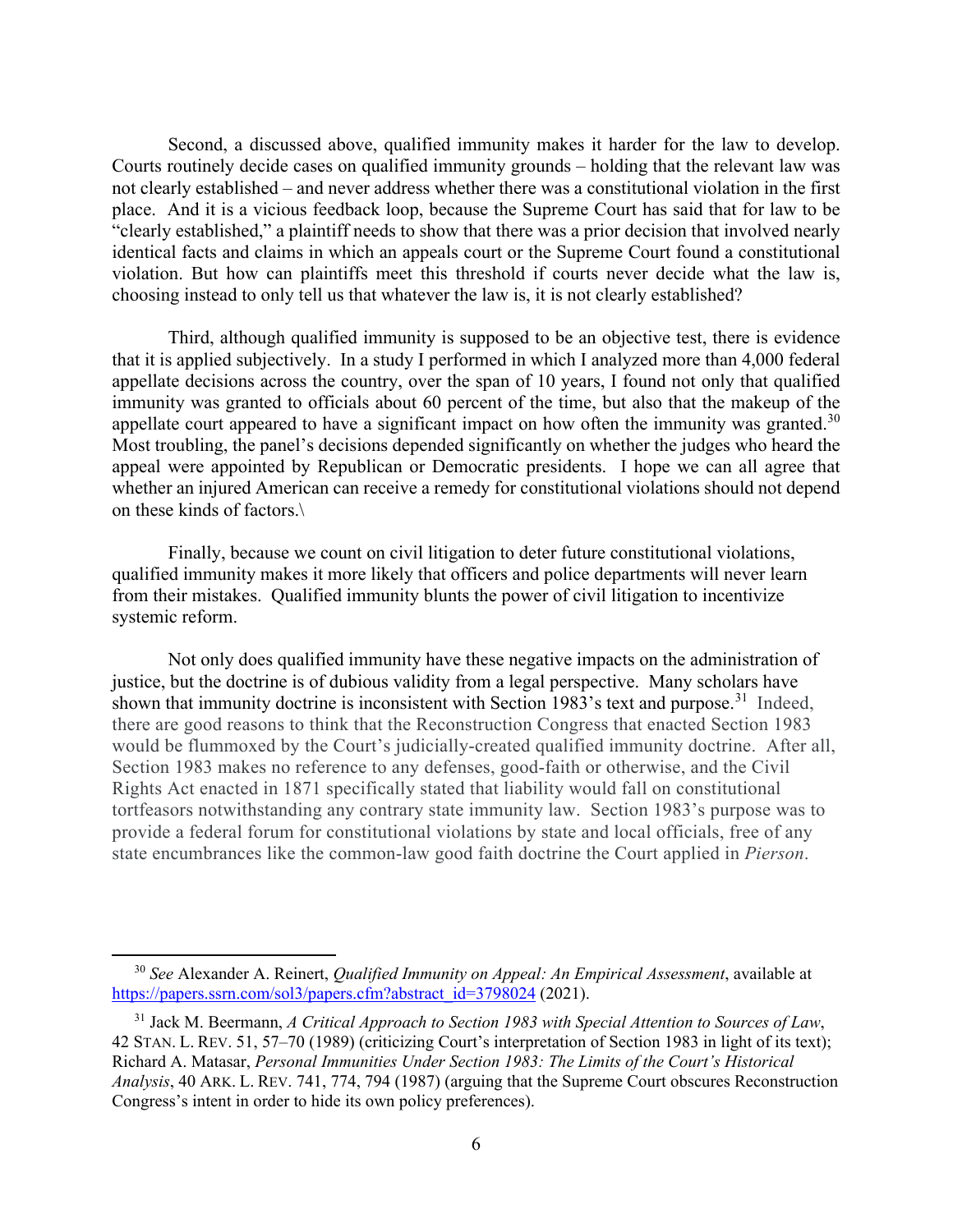Second, a discussed above, qualified immunity makes it harder for the law to develop. Courts routinely decide cases on qualified immunity grounds – holding that the relevant law was not clearly established – and never address whether there was a constitutional violation in the first place. And it is a vicious feedback loop, because the Supreme Court has said that for law to be "clearly established," a plaintiff needs to show that there was a prior decision that involved nearly identical facts and claims in which an appeals court or the Supreme Court found a constitutional violation. But how can plaintiffs meet this threshold if courts never decide what the law is, choosing instead to only tell us that whatever the law is, it is not clearly established?

Third, although qualified immunity is supposed to be an objective test, there is evidence that it is applied subjectively. In a study I performed in which I analyzed more than 4,000 federal appellate decisions across the country, over the span of 10 years, I found not only that qualified immunity was granted to officials about 60 percent of the time, but also that the makeup of the appellate court appeared to have a significant impact on how often the immunity was granted.[30] Most troubling, the panel's decisions depended significantly on whether the judges who heard the appeal were appointed by Republican or Democratic presidents. I hope we can all agree that whether an injured American can receive a remedy for constitutional violations should not depend on these kinds of factors.\

Finally, because we count on civil litigation to deter future constitutional violations, qualified immunity makes it more likely that officers and police departments will never learn from their mistakes. Qualified immunity blunts the power of civil litigation to incentivize systemic reform.

Not only does qualified immunity have these negative impacts on the administration of justice, but the doctrine is of dubious validity from a legal perspective. Many scholars have shown that immunity doctrine is inconsistent with Section 1983's text and purpose.[31] Indeed, there are good reasons to think that the Reconstruction Congress that enacted Section 1983 would be flummoxed by the Court's judicially-created qualified immunity doctrine. After all, Section 1983 makes no reference to any defenses, good-faith or otherwise, and the Civil Rights Act enacted in 1871 specifically stated that liability would fall on constitutional tortfeasors notwithstanding any contrary state immunity law. Section 1983's purpose was to provide a federal forum for constitutional violations by state and local officials, free of any state encumbrances like the common-law good faith doctrine the Court applied in *Pierson*.

---

[30] *See* Alexander A. Reinert, *Qualified Immunity on Appeal: An Empirical Assessment*, available at https://papers.ssrn.com/sol3/papers.cfm?abstract_id=3798024 (2021).

[31] Jack M. Beermann, *A Critical Approach to Section 1983 with Special Attention to Sources of Law*, 42 STAN. L. REV. 51, 57–70 (1989) (criticizing Court's interpretation of Section 1983 in light of its text); Richard A. Matasar, *Personal Immunities Under Section 1983: The Limits of the Court's Historical Analysis*, 40 ARK. L. REV. 741, 774, 794 (1987) (arguing that the Supreme Court obscures Reconstruction Congress's intent in order to hide its own policy preferences).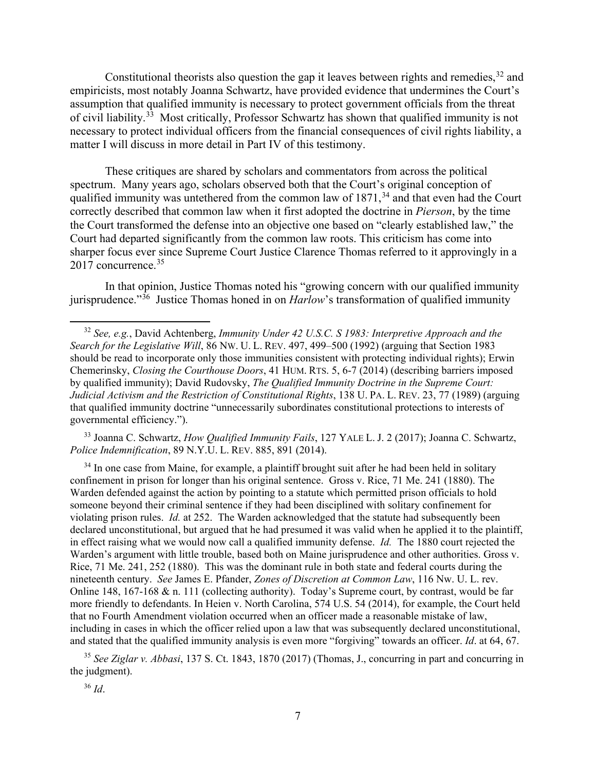Constitutional theorists also question the gap it leaves between rights and remedies,[32] and empiricists, most notably Joanna Schwartz, have provided evidence that undermines the Court's assumption that qualified immunity is necessary to protect government officials from the threat of civil liability.[33] Most critically, Professor Schwartz has shown that qualified immunity is not necessary to protect individual officers from the financial consequences of civil rights liability, a matter I will discuss in more detail in Part IV of this testimony.

These critiques are shared by scholars and commentators from across the political spectrum. Many years ago, scholars observed both that the Court's original conception of qualified immunity was untethered from the common law of 1871,[34] and that even had the Court correctly described that common law when it first adopted the doctrine in *Pierson*, by the time the Court transformed the defense into an objective one based on "clearly established law," the Court had departed significantly from the common law roots. This criticism has come into sharper focus ever since Supreme Court Justice Clarence Thomas referred to it approvingly in a 2017 concurrence.[35]

In that opinion, Justice Thomas noted his "growing concern with our qualified immunity jurisprudence."[36] Justice Thomas honed in on *Harlow*'s transformation of qualified immunity

---

[32] *See, e.g.*, David Achtenberg, *Immunity Under 42 U.S.C. S 1983: Interpretive Approach and the Search for the Legislative Will*, 86 NW. U. L. REV. 497, 499–500 (1992) (arguing that Section 1983 should be read to incorporate only those immunities consistent with protecting individual rights); Erwin Chemerinsky, *Closing the Courthouse Doors*, 41 HUM. RTS. 5, 6-7 (2014) (describing barriers imposed by qualified immunity); David Rudovsky, *The Qualified Immunity Doctrine in the Supreme Court: Judicial Activism and the Restriction of Constitutional Rights*, 138 U. PA. L. REV. 23, 77 (1989) (arguing that qualified immunity doctrine "unnecessarily subordinates constitutional protections to interests of governmental efficiency.").

[33] Joanna C. Schwartz, *How Qualified Immunity Fails*, 127 YALE L. J. 2 (2017); Joanna C. Schwartz, *Police Indemnification*, 89 N.Y.U. L. REV. 885, 891 (2014).

[34] In one case from Maine, for example, a plaintiff brought suit after he had been held in solitary confinement in prison for longer than his original sentence. Gross v. Rice, 71 Me. 241 (1880). The Warden defended against the action by pointing to a statute which permitted prison officials to hold someone beyond their criminal sentence if they had been disciplined with solitary confinement for violating prison rules. *Id.* at 252. The Warden acknowledged that the statute had subsequently been declared unconstitutional, but argued that he had presumed it was valid when he applied it to the plaintiff, in effect raising what we would now call a qualified immunity defense. *Id.* The 1880 court rejected the Warden's argument with little trouble, based both on Maine jurisprudence and other authorities. Gross v. Rice, 71 Me. 241, 252 (1880). This was the dominant rule in both state and federal courts during the nineteenth century. *See* James E. Pfander, *Zones of Discretion at Common Law*, 116 Nw. U. L. rev. Online 148, 167-168 & n. 111 (collecting authority). Today's Supreme court, by contrast, would be far more friendly to defendants. In Heien v. North Carolina, 574 U.S. 54 (2014), for example, the Court held that no Fourth Amendment violation occurred when an officer made a reasonable mistake of law, including in cases in which the officer relied upon a law that was subsequently declared unconstitutional, and stated that the qualified immunity analysis is even more "forgiving" towards an officer. *Id*. at 64, 67.

[35] *See Ziglar v. Abbasi*, 137 S. Ct. 1843, 1870 (2017) (Thomas, J., concurring in part and concurring in the judgment).

[36] *Id*.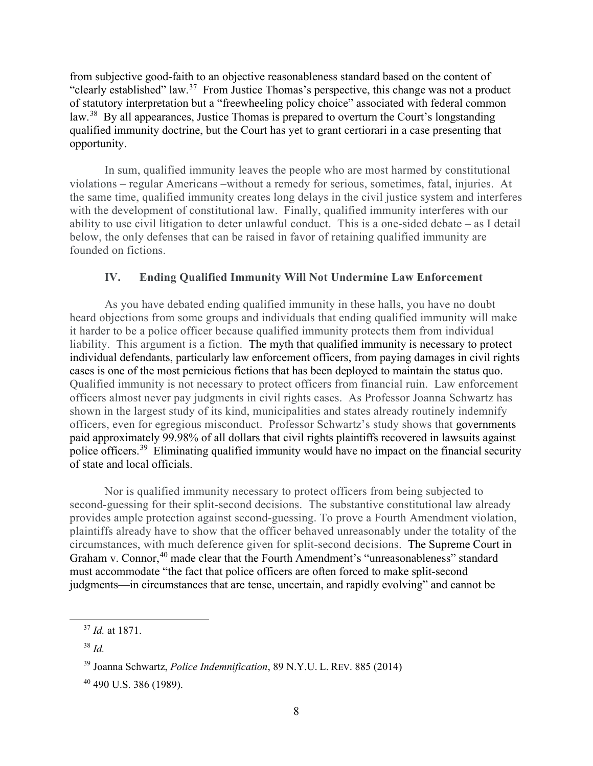from subjective good-faith to an objective reasonableness standard based on the content of "clearly established" law.[37] From Justice Thomas's perspective, this change was not a product of statutory interpretation but a "freewheeling policy choice" associated with federal common law.[38] By all appearances, Justice Thomas is prepared to overturn the Court's longstanding qualified immunity doctrine, but the Court has yet to grant certiorari in a case presenting that opportunity.

In sum, qualified immunity leaves the people who are most harmed by constitutional violations – regular Americans –without a remedy for serious, sometimes, fatal, injuries. At the same time, qualified immunity creates long delays in the civil justice system and interferes with the development of constitutional law. Finally, qualified immunity interferes with our ability to use civil litigation to deter unlawful conduct. This is a one-sided debate – as I detail below, the only defenses that can be raised in favor of retaining qualified immunity are founded on fictions.

## IV. Ending Qualified Immunity Will Not Undermine Law Enforcement

As you have debated ending qualified immunity in these halls, you have no doubt heard objections from some groups and individuals that ending qualified immunity will make it harder to be a police officer because qualified immunity protects them from individual liability. This argument is a fiction. The myth that qualified immunity is necessary to protect individual defendants, particularly law enforcement officers, from paying damages in civil rights cases is one of the most pernicious fictions that has been deployed to maintain the status quo. Qualified immunity is not necessary to protect officers from financial ruin. Law enforcement officers almost never pay judgments in civil rights cases. As Professor Joanna Schwartz has shown in the largest study of its kind, municipalities and states already routinely indemnify officers, even for egregious misconduct. Professor Schwartz's study shows that governments paid approximately 99.98% of all dollars that civil rights plaintiffs recovered in lawsuits against police officers.[39] Eliminating qualified immunity would have no impact on the financial security of state and local officials.

Nor is qualified immunity necessary to protect officers from being subjected to second-guessing for their split-second decisions. The substantive constitutional law already provides ample protection against second-guessing. To prove a Fourth Amendment violation, plaintiffs already have to show that the officer behaved unreasonably under the totality of the circumstances, with much deference given for split-second decisions. The Supreme Court in Graham v. Connor,[40] made clear that the Fourth Amendment's "unreasonableness" standard must accommodate "the fact that police officers are often forced to make split-second judgments—in circumstances that are tense, uncertain, and rapidly evolving" and cannot be

---

[37] *Id.* at 1871.

[38] *Id.*

[39] Joanna Schwartz, *Police Indemnification*, 89 N.Y.U. L. REV. 885 (2014)

[40] 490 U.S. 386 (1989).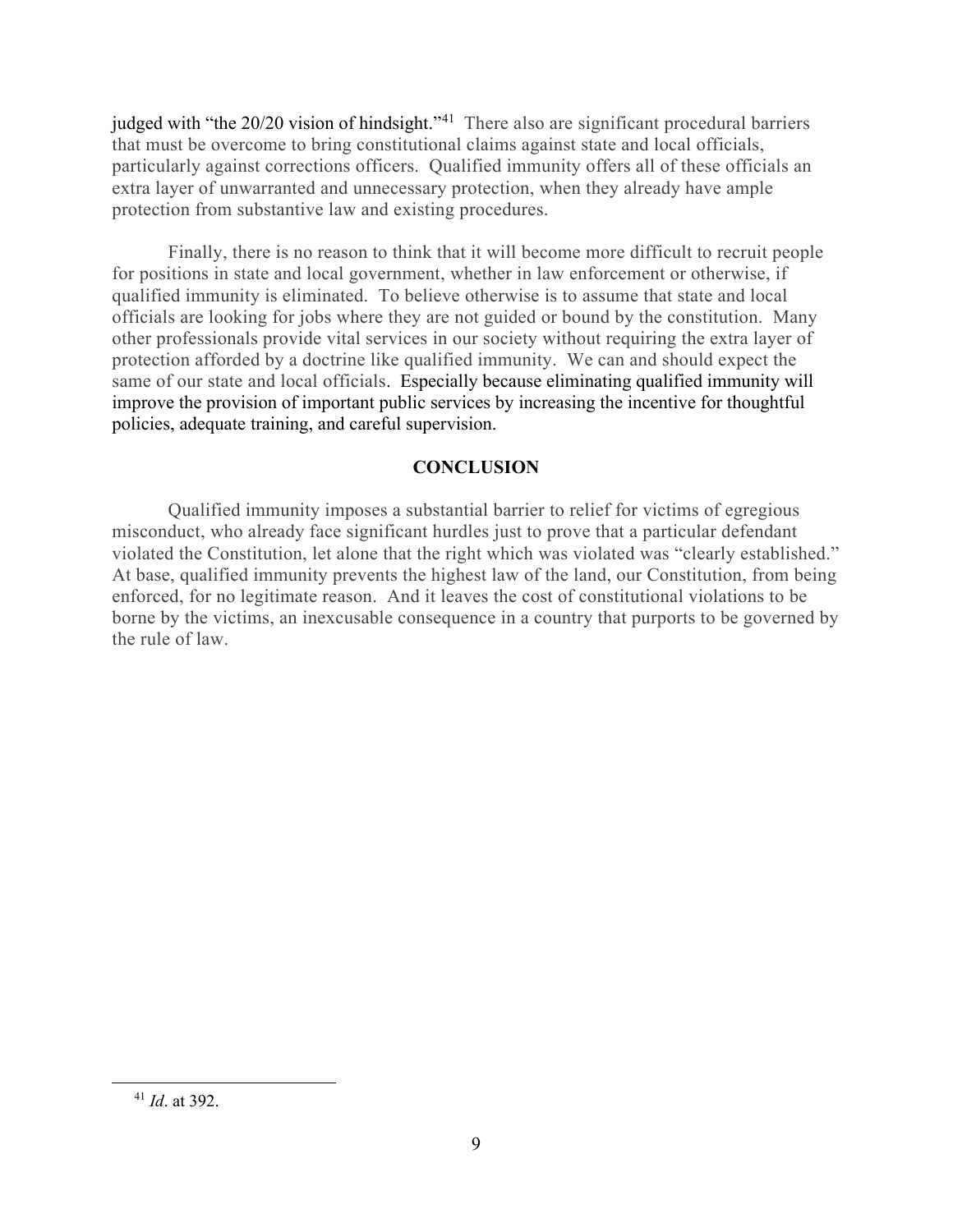judged with "the 20/20 vision of hindsight."[41] There also are significant procedural barriers that must be overcome to bring constitutional claims against state and local officials, particularly against corrections officers. Qualified immunity offers all of these officials an extra layer of unwarranted and unnecessary protection, when they already have ample protection from substantive law and existing procedures.

Finally, there is no reason to think that it will become more difficult to recruit people for positions in state and local government, whether in law enforcement or otherwise, if qualified immunity is eliminated. To believe otherwise is to assume that state and local officials are looking for jobs where they are not guided or bound by the constitution. Many other professionals provide vital services in our society without requiring the extra layer of protection afforded by a doctrine like qualified immunity. We can and should expect the same of our state and local officials. Especially because eliminating qualified immunity will improve the provision of important public services by increasing the incentive for thoughtful policies, adequate training, and careful supervision.

## CONCLUSION

Qualified immunity imposes a substantial barrier to relief for victims of egregious misconduct, who already face significant hurdles just to prove that a particular defendant violated the Constitution, let alone that the right which was violated was "clearly established." At base, qualified immunity prevents the highest law of the land, our Constitution, from being enforced, for no legitimate reason. And it leaves the cost of constitutional violations to be borne by the victims, an inexcusable consequence in a country that purports to be governed by the rule of law.

---

[41] *Id*. at 392.